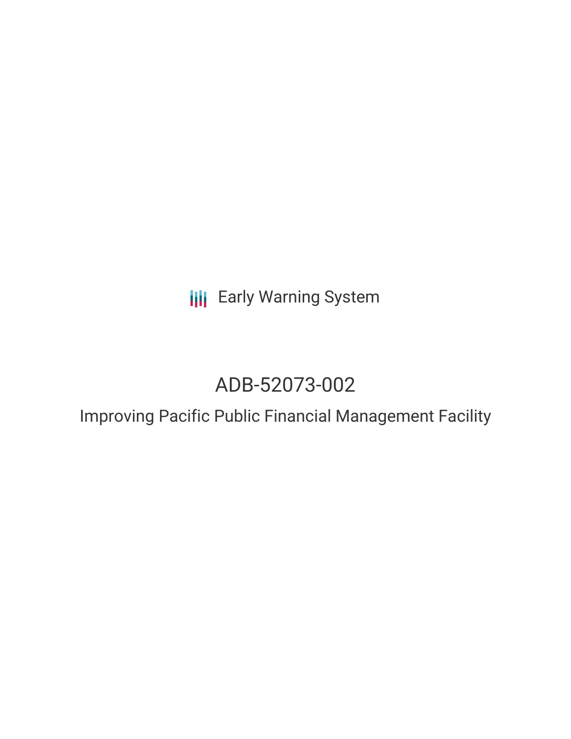Early Warning System

# ADB-52073-002

## Improving Pacific Public Financial Management Facility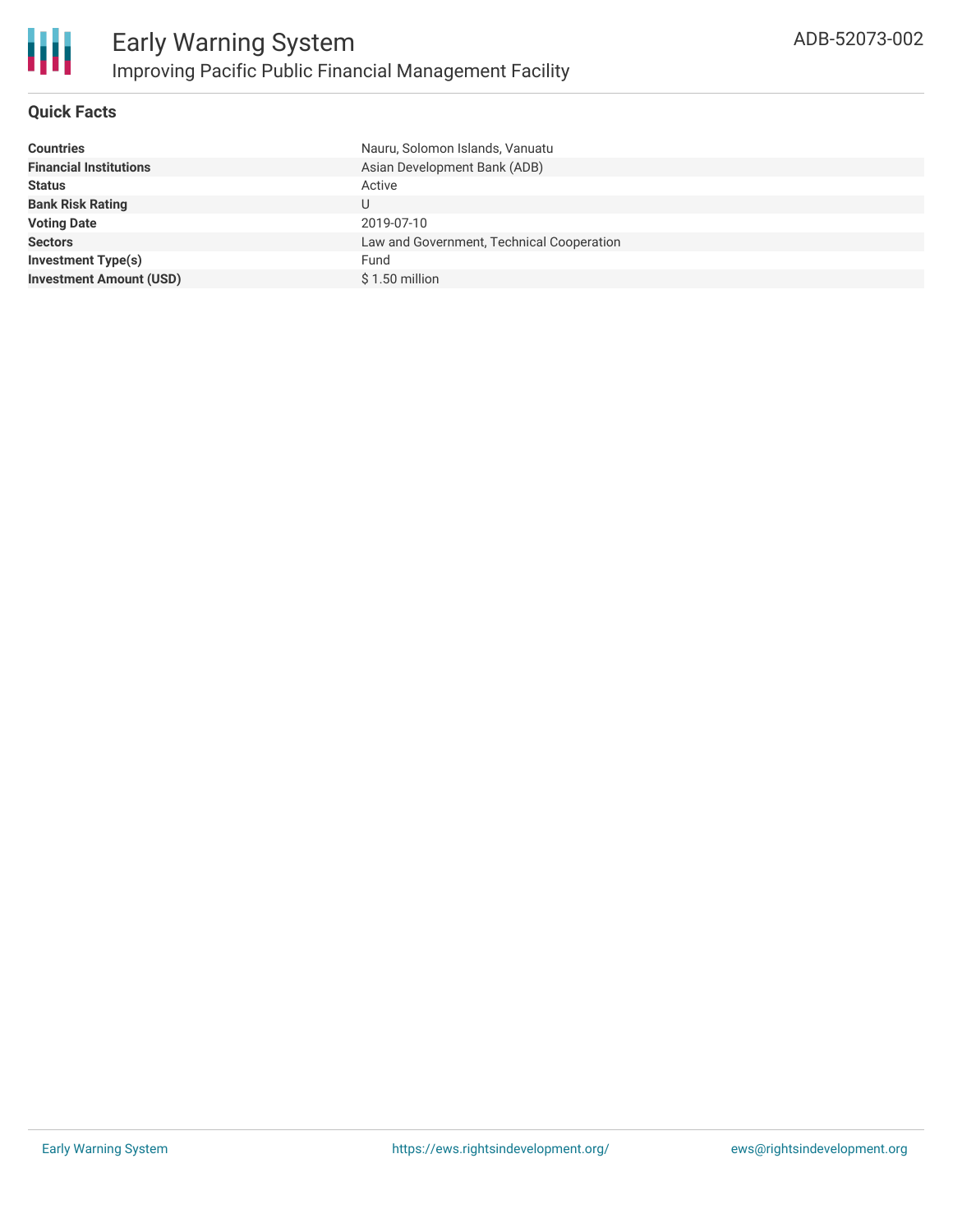# Early Warning System

## Improving Pacific Public Financial Management Facility

ADB-52073-002

### Quick Facts

| | |
|---|---|
| **Countries** | Nauru, Solomon Islands, Vanuatu |
| **Financial Institutions** | Asian Development Bank (ADB) |
| **Status** | Active |
| **Bank Risk Rating** | U |
| **Voting Date** | 2019-07-10 |
| **Sectors** | Law and Government, Technical Cooperation |
| **Investment Type(s)** | Fund |
| **Investment Amount (USD)** | $ 1.50 million |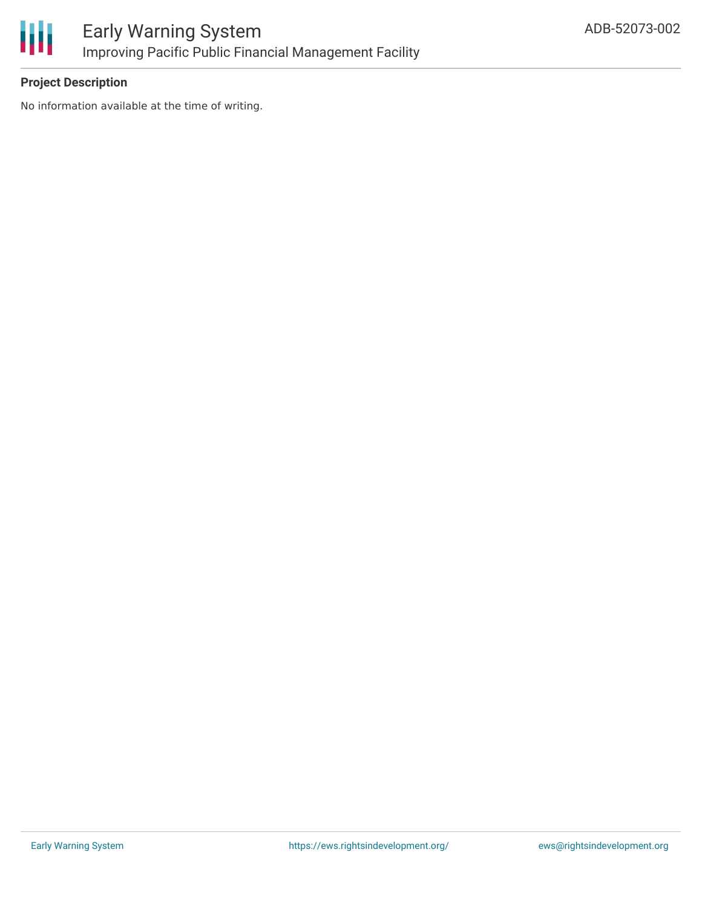**Project Description**

No information available at the time of writing.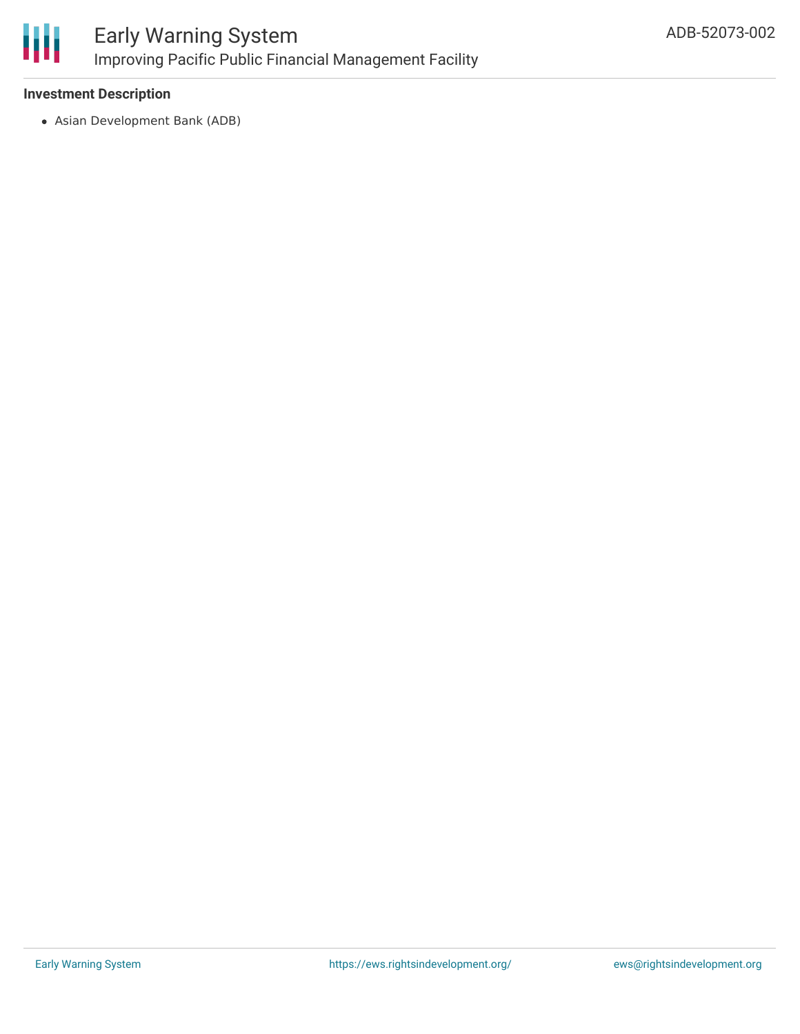### Investment Description

- Asian Development Bank (ADB)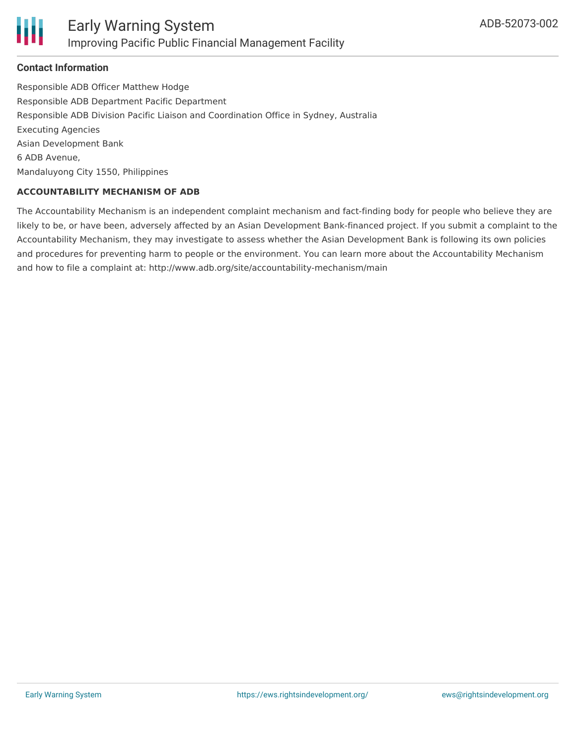#### Contact Information

Responsible ADB Officer Matthew Hodge
Responsible ADB Department Pacific Department
Responsible ADB Division Pacific Liaison and Coordination Office in Sydney, Australia
Executing Agencies
Asian Development Bank
6 ADB Avenue,
Mandaluyong City 1550, Philippines

**ACCOUNTABILITY MECHANISM OF ADB**

The Accountability Mechanism is an independent complaint mechanism and fact-finding body for people who believe they are likely to be, or have been, adversely affected by an Asian Development Bank-financed project. If you submit a complaint to the Accountability Mechanism, they may investigate to assess whether the Asian Development Bank is following its own policies and procedures for preventing harm to people or the environment. You can learn more about the Accountability Mechanism and how to file a complaint at: http://www.adb.org/site/accountability-mechanism/main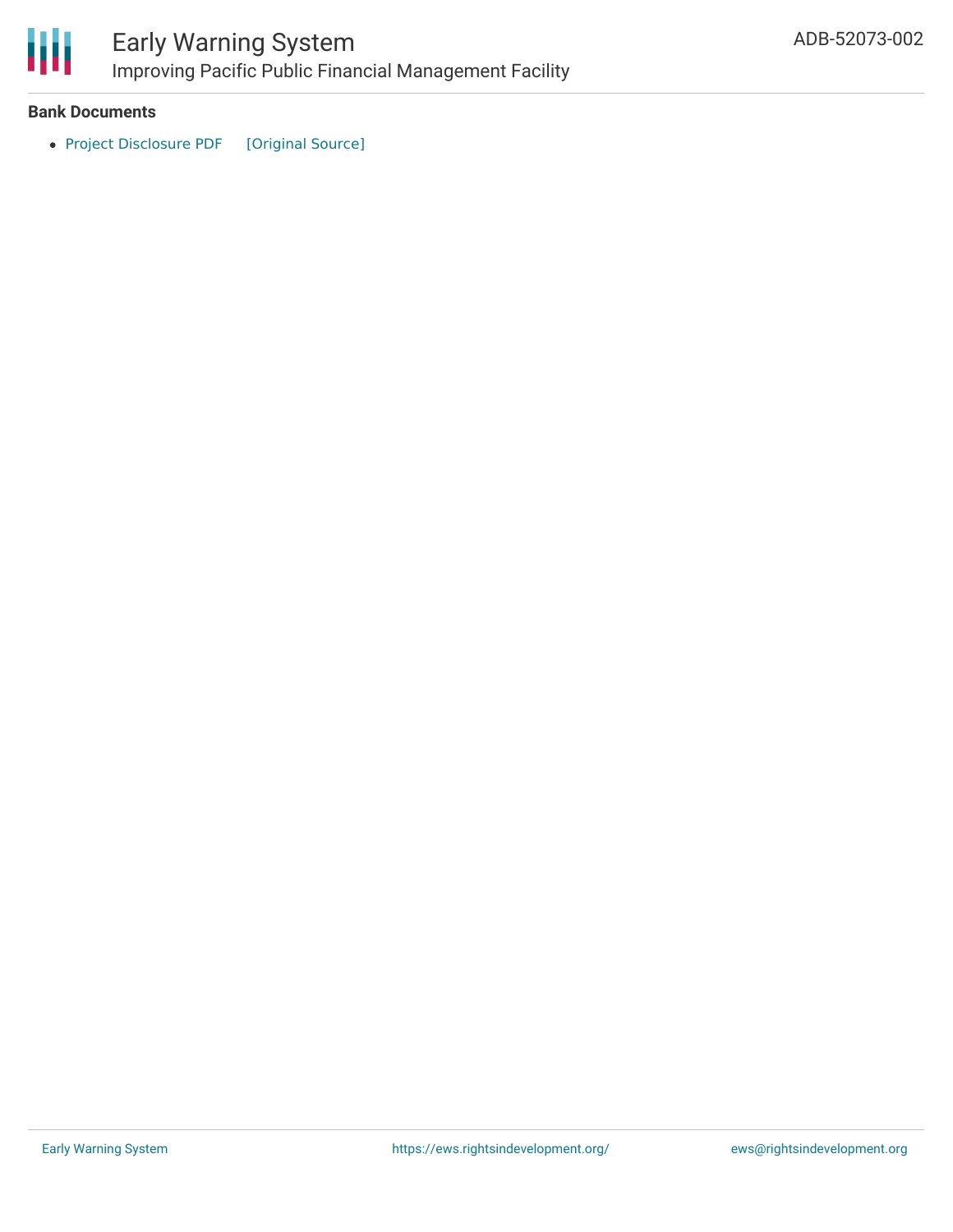### Bank Documents

- Project Disclosure PDF [Original Source]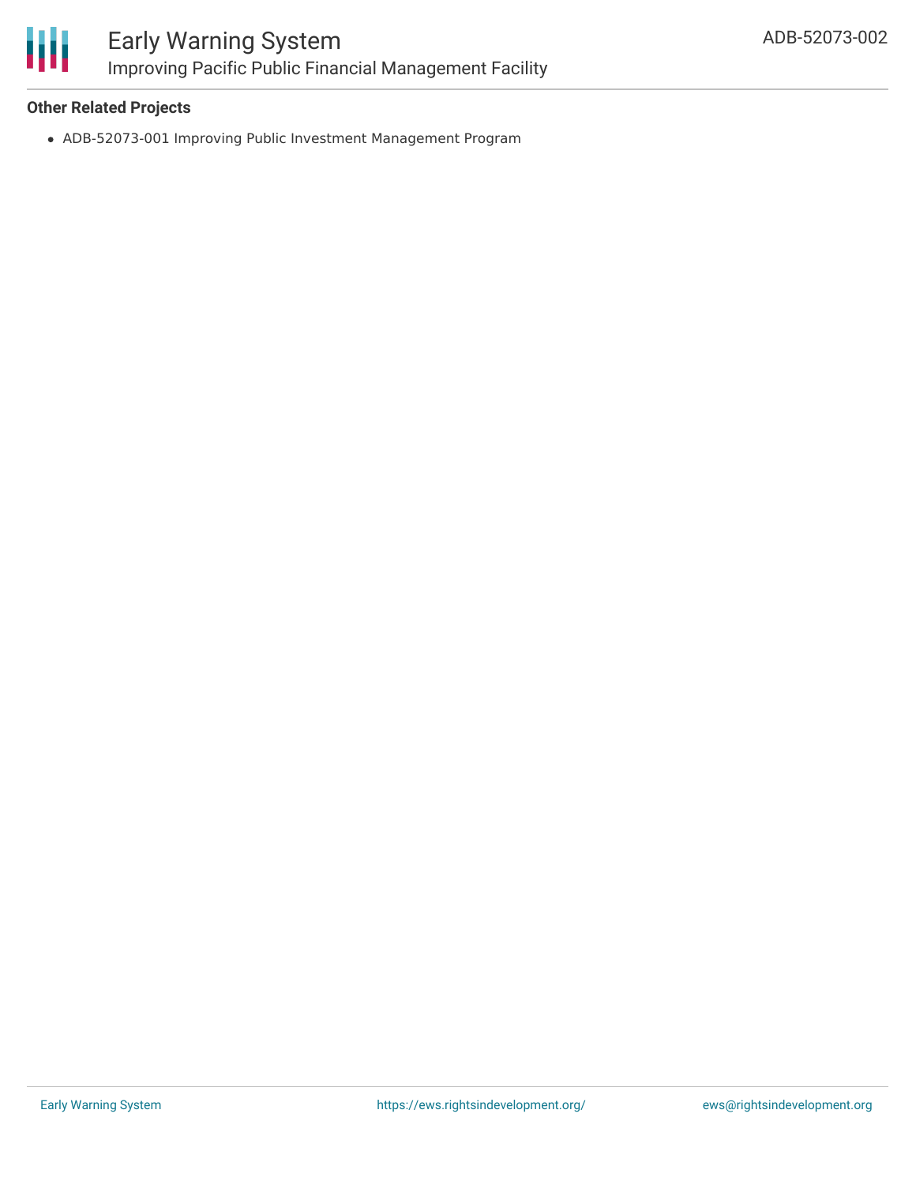**Other Related Projects**

- ADB-52073-001 Improving Public Investment Management Program